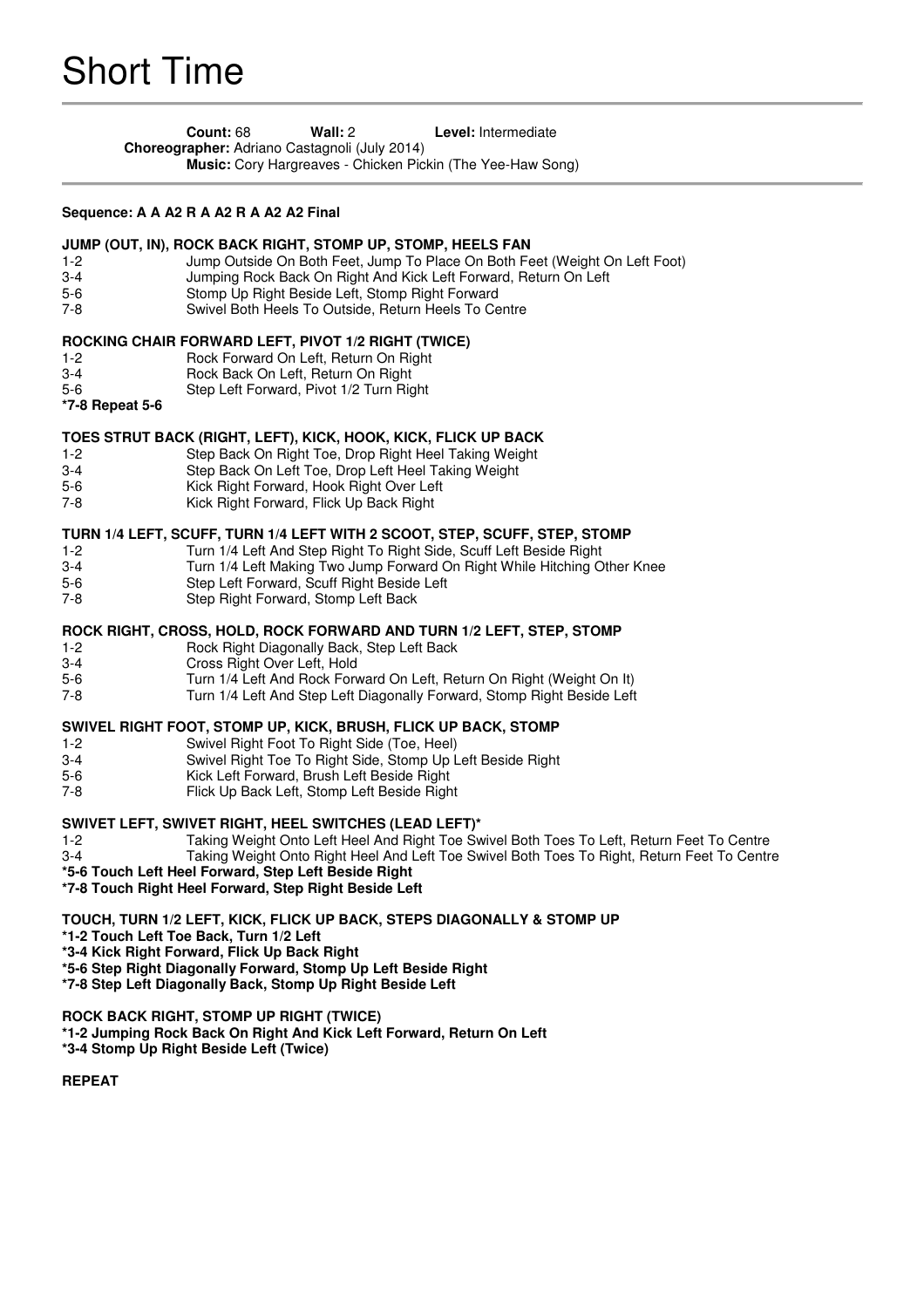# Short Time

**Count:** 68 **Wall:** 2 **Level:** Intermediate
**Choreographer:** Adriano Castagnoli (July 2014)
**Music:** Cory Hargreaves - Chicken Pickin (The Yee-Haw Song)

**Sequence: A A A2 R A A2 R A A2 A2 Final**

**JUMP (OUT, IN), ROCK BACK RIGHT, STOMP UP, STOMP, HEELS FAN**

| | |
|---|---|
| 1-2 | Jump Outside On Both Feet, Jump To Place On Both Feet (Weight On Left Foot) |
| 3-4 | Jumping Rock Back On Right And Kick Left Forward, Return On Left |
| 5-6 | Stomp Up Right Beside Left, Stomp Right Forward |
| 7-8 | Swivel Both Heels To Outside, Return Heels To Centre |

**ROCKING CHAIR FORWARD LEFT, PIVOT 1/2 RIGHT (TWICE)**

| | |
|---|---|
| 1-2 | Rock Forward On Left, Return On Right |
| 3-4 | Rock Back On Left, Return On Right |
| 5-6 | Step Left Forward, Pivot 1/2 Turn Right |
| **\*7-8 Repeat 5-6** | |

**TOES STRUT BACK (RIGHT, LEFT), KICK, HOOK, KICK, FLICK UP BACK**

| | |
|---|---|
| 1-2 | Step Back On Right Toe, Drop Right Heel Taking Weight |
| 3-4 | Step Back On Left Toe, Drop Left Heel Taking Weight |
| 5-6 | Kick Right Forward, Hook Right Over Left |
| 7-8 | Kick Right Forward, Flick Up Back Right |

**TURN 1/4 LEFT, SCUFF, TURN 1/4 LEFT WITH 2 SCOOT, STEP, SCUFF, STEP, STOMP**

| | |
|---|---|
| 1-2 | Turn 1/4 Left And Step Right To Right Side, Scuff Left Beside Right |
| 3-4 | Turn 1/4 Left Making Two Jump Forward On Right While Hitching Other Knee |
| 5-6 | Step Left Forward, Scuff Right Beside Left |
| 7-8 | Step Right Forward, Stomp Left Back |

**ROCK RIGHT, CROSS, HOLD, ROCK FORWARD AND TURN 1/2 LEFT, STEP, STOMP**

| | |
|---|---|
| 1-2 | Rock Right Diagonally Back, Step Left Back |
| 3-4 | Cross Right Over Left, Hold |
| 5-6 | Turn 1/4 Left And Rock Forward On Left, Return On Right (Weight On It) |
| 7-8 | Turn 1/4 Left And Step Left Diagonally Forward, Stomp Right Beside Left |

**SWIVEL RIGHT FOOT, STOMP UP, KICK, BRUSH, FLICK UP BACK, STOMP**

| | |
|---|---|
| 1-2 | Swivel Right Foot To Right Side (Toe, Heel) |
| 3-4 | Swivel Right Toe To Right Side, Stomp Up Left Beside Right |
| 5-6 | Kick Left Forward, Brush Left Beside Right |
| 7-8 | Flick Up Back Left, Stomp Left Beside Right |

**SWIVET LEFT, SWIVET RIGHT, HEEL SWITCHES (LEAD LEFT)\***

| | |
|---|---|
| 1-2 | Taking Weight Onto Left Heel And Right Toe Swivel Both Toes To Left, Return Feet To Centre |
| 3-4 | Taking Weight Onto Right Heel And Left Toe Swivel Both Toes To Right, Return Feet To Centre |

**\*5-6 Touch Left Heel Forward, Step Left Beside Right**
**\*7-8 Touch Right Heel Forward, Step Right Beside Left**

**TOUCH, TURN 1/2 LEFT, KICK, FLICK UP BACK, STEPS DIAGONALLY & STOMP UP**

**\*1-2 Touch Left Toe Back, Turn 1/2 Left**
**\*3-4 Kick Right Forward, Flick Up Back Right**
**\*5-6 Step Right Diagonally Forward, Stomp Up Left Beside Right**
**\*7-8 Step Left Diagonally Back, Stomp Up Right Beside Left**

**ROCK BACK RIGHT, STOMP UP RIGHT (TWICE)**

**\*1-2 Jumping Rock Back On Right And Kick Left Forward, Return On Left**
**\*3-4 Stomp Up Right Beside Left (Twice)**

**REPEAT**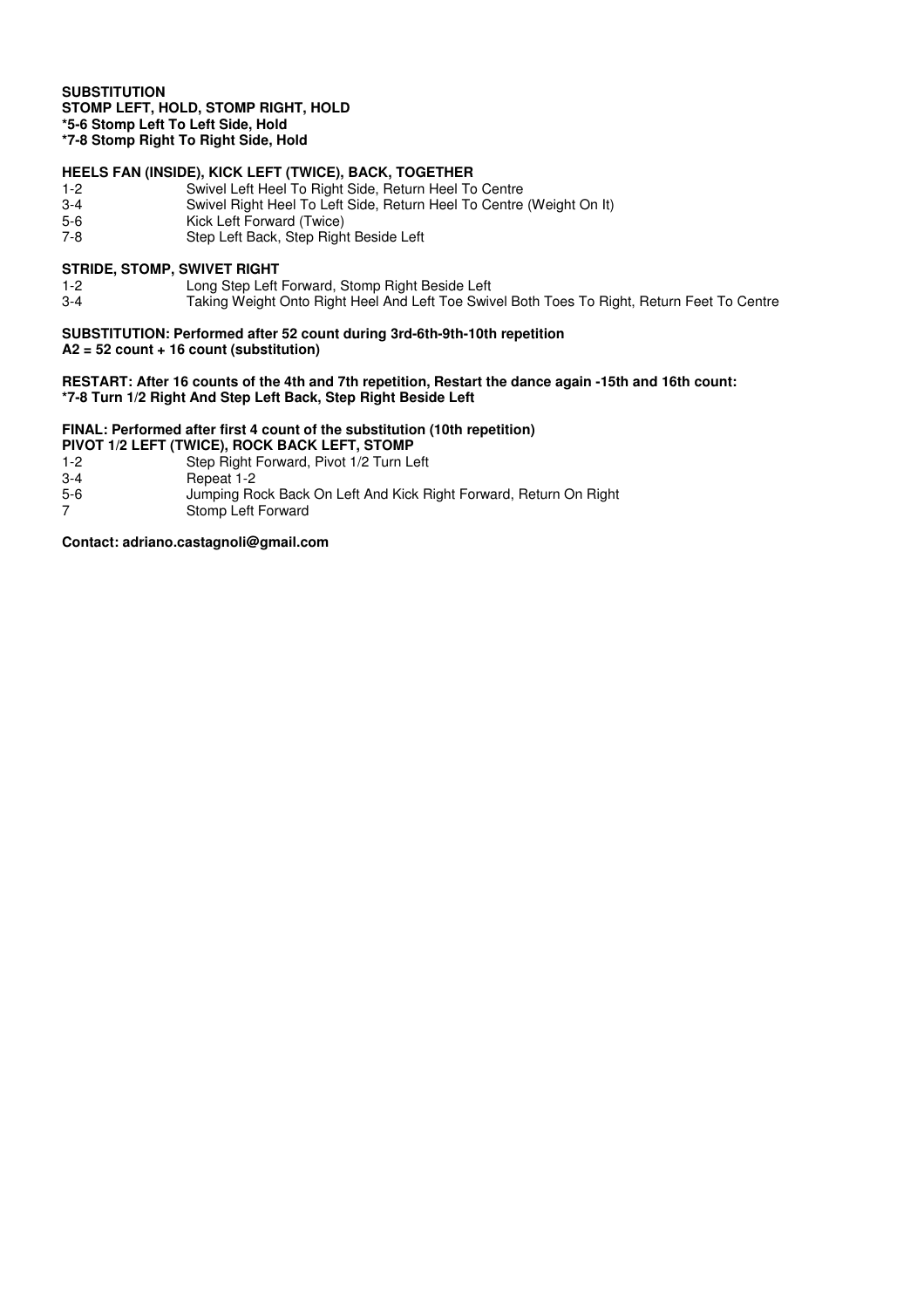**SUBSTITUTION**
**STOMP LEFT, HOLD, STOMP RIGHT, HOLD**
**\*5-6 Stomp Left To Left Side, Hold**
**\*7-8 Stomp Right To Right Side, Hold**

**HEELS FAN (INSIDE), KICK LEFT (TWICE), BACK, TOGETHER**

| | |
|---|---|
| 1-2 | Swivel Left Heel To Right Side, Return Heel To Centre |
| 3-4 | Swivel Right Heel To Left Side, Return Heel To Centre (Weight On It) |
| 5-6 | Kick Left Forward (Twice) |
| 7-8 | Step Left Back, Step Right Beside Left |

**STRIDE, STOMP, SWIVET RIGHT**

| | |
|---|---|
| 1-2 | Long Step Left Forward, Stomp Right Beside Left |
| 3-4 | Taking Weight Onto Right Heel And Left Toe Swivel Both Toes To Right, Return Feet To Centre |

**SUBSTITUTION: Performed after 52 count during 3rd-6th-9th-10th repetition**
**A2 = 52 count + 16 count (substitution)**

**RESTART: After 16 counts of the 4th and 7th repetition, Restart the dance again -15th and 16th count:**
**\*7-8 Turn 1/2 Right And Step Left Back, Step Right Beside Left**

**FINAL: Performed after first 4 count of the substitution (10th repetition)**
**PIVOT 1/2 LEFT (TWICE), ROCK BACK LEFT, STOMP**

| | |
|---|---|
| 1-2 | Step Right Forward, Pivot 1/2 Turn Left |
| 3-4 | Repeat 1-2 |
| 5-6 | Jumping Rock Back On Left And Kick Right Forward, Return On Right |
| 7 | Stomp Left Forward |

**Contact: adriano.castagnoli@gmail.com**